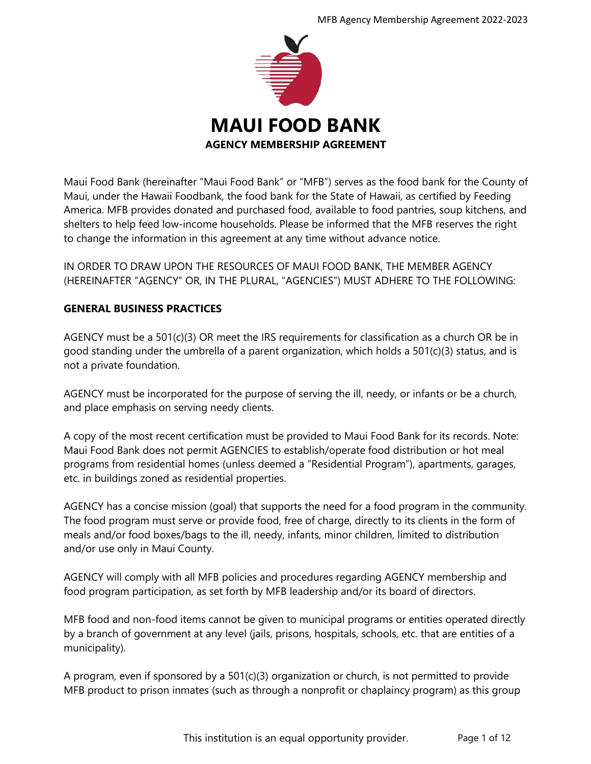# MAUI FOOD BANK

## AGENCY MEMBERSHIP AGREEMENT

Maui Food Bank (hereinafter "Maui Food Bank" or "MFB") serves as the food bank for the County of Maui, under the Hawaii Foodbank, the food bank for the State of Hawaii, as certified by Feeding America. MFB provides donated and purchased food, available to food pantries, soup kitchens, and shelters to help feed low-income households. Please be informed that the MFB reserves the right to change the information in this agreement at any time without advance notice.

IN ORDER TO DRAW UPON THE RESOURCES OF MAUI FOOD BANK, THE MEMBER AGENCY (HEREINAFTER "AGENCY" OR, IN THE PLURAL, "AGENCIES") MUST ADHERE TO THE FOLLOWING:

### GENERAL BUSINESS PRACTICES

AGENCY must be a 501(c)(3) OR meet the IRS requirements for classification as a church OR be in good standing under the umbrella of a parent organization, which holds a 501(c)(3) status, and is not a private foundation.

AGENCY must be incorporated for the purpose of serving the ill, needy, or infants or be a church, and place emphasis on serving needy clients.

A copy of the most recent certification must be provided to Maui Food Bank for its records. Note: Maui Food Bank does not permit AGENCIES to establish/operate food distribution or hot meal programs from residential homes (unless deemed a "Residential Program"), apartments, garages, etc. in buildings zoned as residential properties.

AGENCY has a concise mission (goal) that supports the need for a food program in the community. The food program must serve or provide food, free of charge, directly to its clients in the form of meals and/or food boxes/bags to the ill, needy, infants, minor children, limited to distribution and/or use only in Maui County.

AGENCY will comply with all MFB policies and procedures regarding AGENCY membership and food program participation, as set forth by MFB leadership and/or its board of directors.

MFB food and non-food items cannot be given to municipal programs or entities operated directly by a branch of government at any level (jails, prisons, hospitals, schools, etc. that are entities of a municipality).

A program, even if sponsored by a 501(c)(3) organization or church, is not permitted to provide MFB product to prison inmates (such as through a nonprofit or chaplaincy program) as this group

This institution is an equal opportunity provider.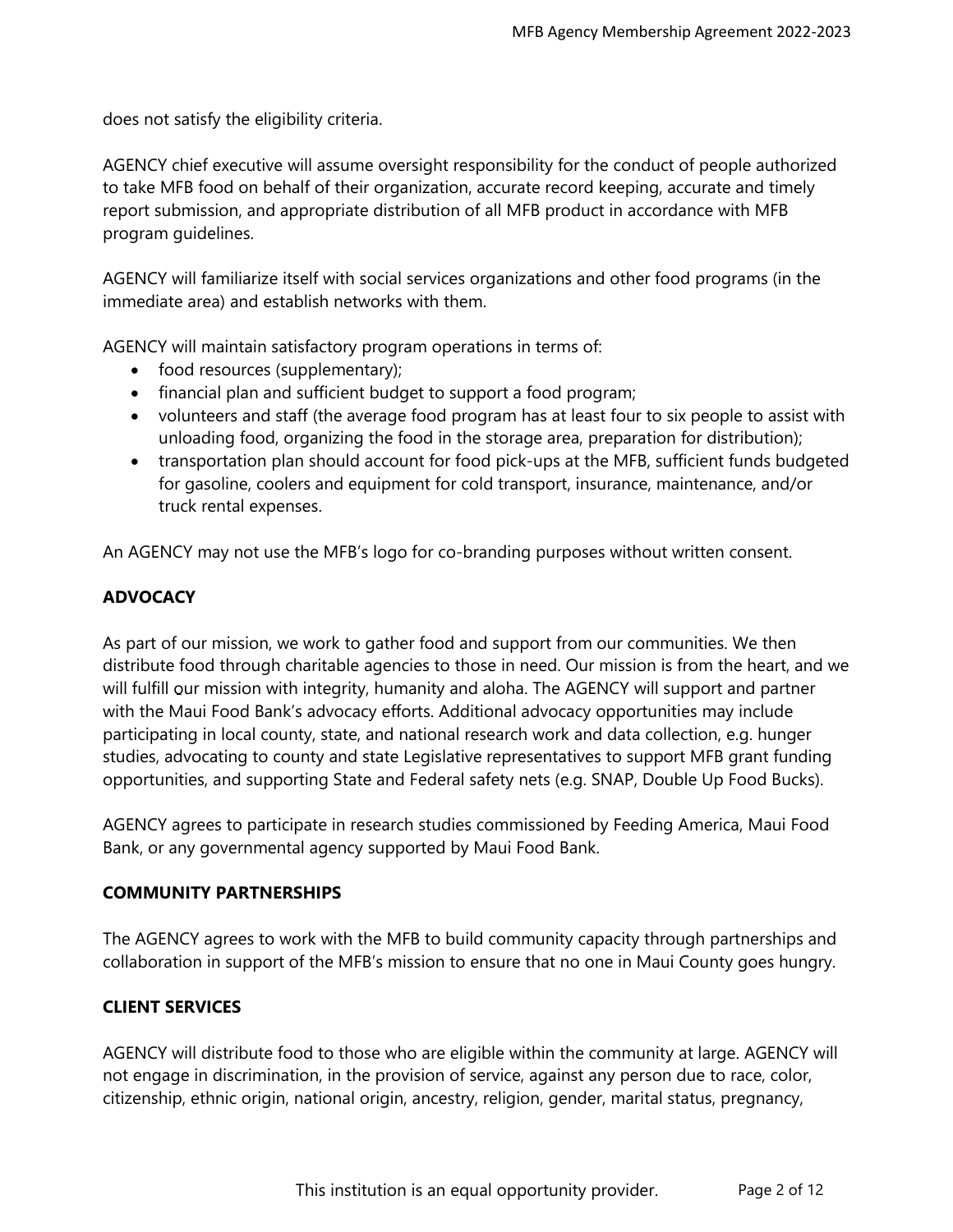does not satisfy the eligibility criteria.

AGENCY chief executive will assume oversight responsibility for the conduct of people authorized to take MFB food on behalf of their organization, accurate record keeping, accurate and timely report submission, and appropriate distribution of all MFB product in accordance with MFB program guidelines.

AGENCY will familiarize itself with social services organizations and other food programs (in the immediate area) and establish networks with them.

AGENCY will maintain satisfactory program operations in terms of:

- food resources (supplementary);
- financial plan and sufficient budget to support a food program;
- volunteers and staff (the average food program has at least four to six people to assist with unloading food, organizing the food in the storage area, preparation for distribution);
- transportation plan should account for food pick-ups at the MFB, sufficient funds budgeted for gasoline, coolers and equipment for cold transport, insurance, maintenance, and/or truck rental expenses.

An AGENCY may not use the MFB's logo for co-branding purposes without written consent.

## ADVOCACY

As part of our mission, we work to gather food and support from our communities. We then distribute food through charitable agencies to those in need. Our mission is from the heart, and we will fulfill our mission with integrity, humanity and aloha. The AGENCY will support and partner with the Maui Food Bank's advocacy efforts. Additional advocacy opportunities may include participating in local county, state, and national research work and data collection, e.g. hunger studies, advocating to county and state Legislative representatives to support MFB grant funding opportunities, and supporting State and Federal safety nets (e.g. SNAP, Double Up Food Bucks).

AGENCY agrees to participate in research studies commissioned by Feeding America, Maui Food Bank, or any governmental agency supported by Maui Food Bank.

## COMMUNITY PARTNERSHIPS

The AGENCY agrees to work with the MFB to build community capacity through partnerships and collaboration in support of the MFB's mission to ensure that no one in Maui County goes hungry.

## CLIENT SERVICES

AGENCY will distribute food to those who are eligible within the community at large. AGENCY will not engage in discrimination, in the provision of service, against any person due to race, color, citizenship, ethnic origin, national origin, ancestry, religion, gender, marital status, pregnancy,

This institution is an equal opportunity provider.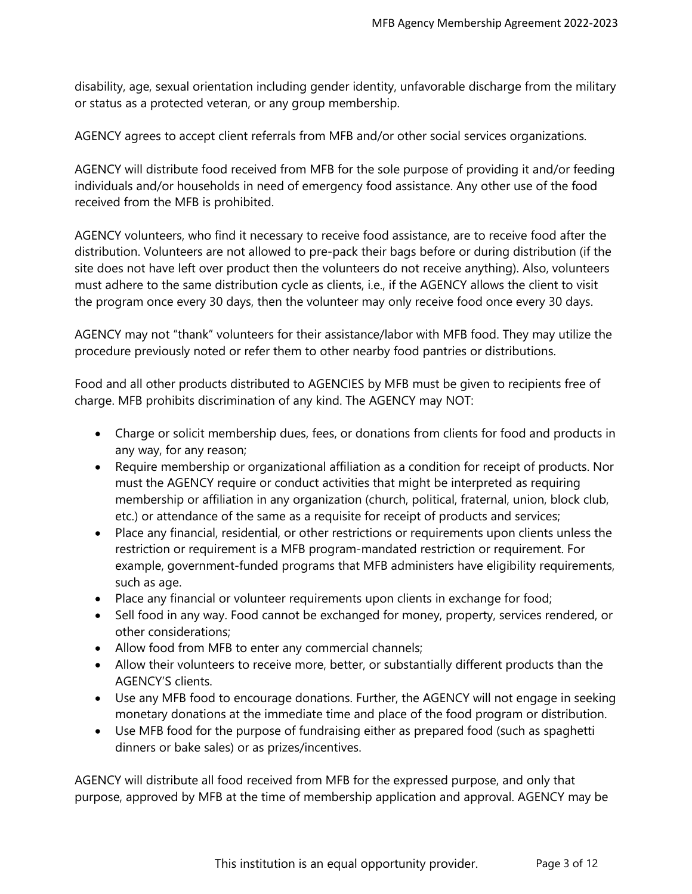disability, age, sexual orientation including gender identity, unfavorable discharge from the military or status as a protected veteran, or any group membership.

AGENCY agrees to accept client referrals from MFB and/or other social services organizations.

AGENCY will distribute food received from MFB for the sole purpose of providing it and/or feeding individuals and/or households in need of emergency food assistance. Any other use of the food received from the MFB is prohibited.

AGENCY volunteers, who find it necessary to receive food assistance, are to receive food after the distribution. Volunteers are not allowed to pre-pack their bags before or during distribution (if the site does not have left over product then the volunteers do not receive anything). Also, volunteers must adhere to the same distribution cycle as clients, i.e., if the AGENCY allows the client to visit the program once every 30 days, then the volunteer may only receive food once every 30 days.

AGENCY may not "thank" volunteers for their assistance/labor with MFB food. They may utilize the procedure previously noted or refer them to other nearby food pantries or distributions.

Food and all other products distributed to AGENCIES by MFB must be given to recipients free of charge. MFB prohibits discrimination of any kind. The AGENCY may NOT:

- Charge or solicit membership dues, fees, or donations from clients for food and products in any way, for any reason;
- Require membership or organizational affiliation as a condition for receipt of products. Nor must the AGENCY require or conduct activities that might be interpreted as requiring membership or affiliation in any organization (church, political, fraternal, union, block club, etc.) or attendance of the same as a requisite for receipt of products and services;
- Place any financial, residential, or other restrictions or requirements upon clients unless the restriction or requirement is a MFB program-mandated restriction or requirement. For example, government-funded programs that MFB administers have eligibility requirements, such as age.
- Place any financial or volunteer requirements upon clients in exchange for food;
- Sell food in any way. Food cannot be exchanged for money, property, services rendered, or other considerations;
- Allow food from MFB to enter any commercial channels;
- Allow their volunteers to receive more, better, or substantially different products than the AGENCY'S clients.
- Use any MFB food to encourage donations. Further, the AGENCY will not engage in seeking monetary donations at the immediate time and place of the food program or distribution.
- Use MFB food for the purpose of fundraising either as prepared food (such as spaghetti dinners or bake sales) or as prizes/incentives.

AGENCY will distribute all food received from MFB for the expressed purpose, and only that purpose, approved by MFB at the time of membership application and approval. AGENCY may be

This institution is an equal opportunity provider.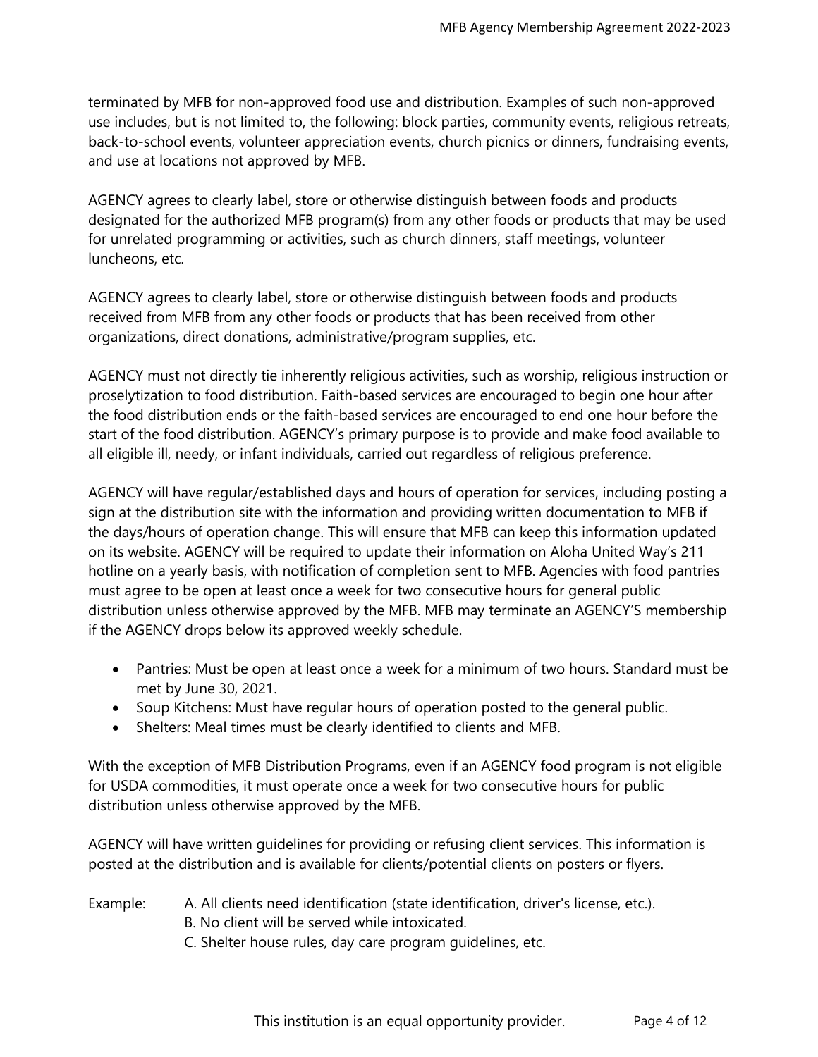terminated by MFB for non-approved food use and distribution. Examples of such non-approved use includes, but is not limited to, the following: block parties, community events, religious retreats, back-to-school events, volunteer appreciation events, church picnics or dinners, fundraising events, and use at locations not approved by MFB.

AGENCY agrees to clearly label, store or otherwise distinguish between foods and products designated for the authorized MFB program(s) from any other foods or products that may be used for unrelated programming or activities, such as church dinners, staff meetings, volunteer luncheons, etc.

AGENCY agrees to clearly label, store or otherwise distinguish between foods and products received from MFB from any other foods or products that has been received from other organizations, direct donations, administrative/program supplies, etc.

AGENCY must not directly tie inherently religious activities, such as worship, religious instruction or proselytization to food distribution. Faith-based services are encouraged to begin one hour after the food distribution ends or the faith-based services are encouraged to end one hour before the start of the food distribution. AGENCY's primary purpose is to provide and make food available to all eligible ill, needy, or infant individuals, carried out regardless of religious preference.

AGENCY will have regular/established days and hours of operation for services, including posting a sign at the distribution site with the information and providing written documentation to MFB if the days/hours of operation change. This will ensure that MFB can keep this information updated on its website. AGENCY will be required to update their information on Aloha United Way's 211 hotline on a yearly basis, with notification of completion sent to MFB. Agencies with food pantries must agree to be open at least once a week for two consecutive hours for general public distribution unless otherwise approved by the MFB. MFB may terminate an AGENCY'S membership if the AGENCY drops below its approved weekly schedule.

- Pantries: Must be open at least once a week for a minimum of two hours. Standard must be met by June 30, 2021.
- Soup Kitchens: Must have regular hours of operation posted to the general public.
- Shelters: Meal times must be clearly identified to clients and MFB.

With the exception of MFB Distribution Programs, even if an AGENCY food program is not eligible for USDA commodities, it must operate once a week for two consecutive hours for public distribution unless otherwise approved by the MFB.

AGENCY will have written guidelines for providing or refusing client services. This information is posted at the distribution and is available for clients/potential clients on posters or flyers.

Example:
A. All clients need identification (state identification, driver's license, etc.).
B. No client will be served while intoxicated.
C. Shelter house rules, day care program guidelines, etc.

This institution is an equal opportunity provider.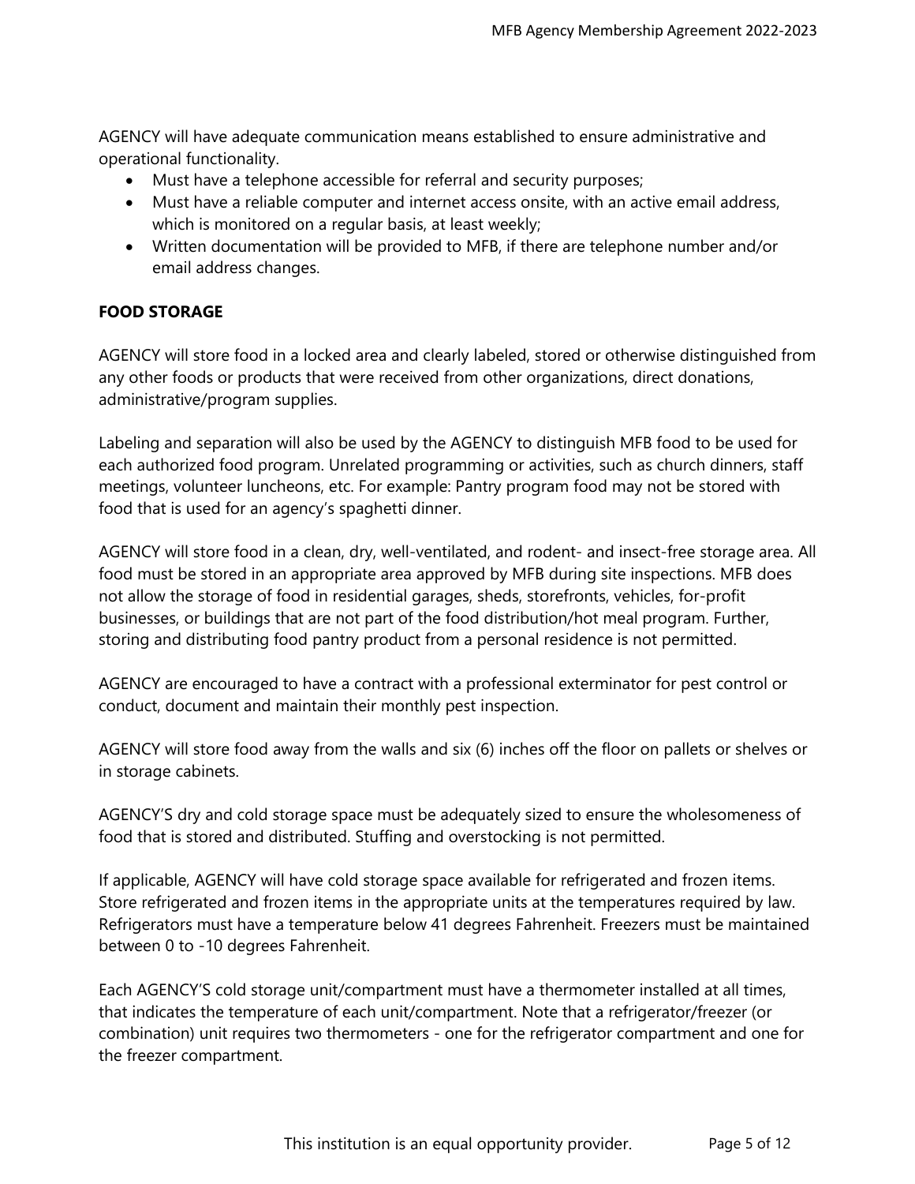AGENCY will have adequate communication means established to ensure administrative and operational functionality.

- Must have a telephone accessible for referral and security purposes;
- Must have a reliable computer and internet access onsite, with an active email address, which is monitored on a regular basis, at least weekly;
- Written documentation will be provided to MFB, if there are telephone number and/or email address changes.

**FOOD STORAGE**

AGENCY will store food in a locked area and clearly labeled, stored or otherwise distinguished from any other foods or products that were received from other organizations, direct donations, administrative/program supplies.

Labeling and separation will also be used by the AGENCY to distinguish MFB food to be used for each authorized food program. Unrelated programming or activities, such as church dinners, staff meetings, volunteer luncheons, etc. For example: Pantry program food may not be stored with food that is used for an agency's spaghetti dinner.

AGENCY will store food in a clean, dry, well-ventilated, and rodent- and insect-free storage area. All food must be stored in an appropriate area approved by MFB during site inspections. MFB does not allow the storage of food in residential garages, sheds, storefronts, vehicles, for-profit businesses, or buildings that are not part of the food distribution/hot meal program. Further, storing and distributing food pantry product from a personal residence is not permitted.

AGENCY are encouraged to have a contract with a professional exterminator for pest control or conduct, document and maintain their monthly pest inspection.

AGENCY will store food away from the walls and six (6) inches off the floor on pallets or shelves or in storage cabinets.

AGENCY'S dry and cold storage space must be adequately sized to ensure the wholesomeness of food that is stored and distributed. Stuffing and overstocking is not permitted.

If applicable, AGENCY will have cold storage space available for refrigerated and frozen items. Store refrigerated and frozen items in the appropriate units at the temperatures required by law. Refrigerators must have a temperature below 41 degrees Fahrenheit. Freezers must be maintained between 0 to -10 degrees Fahrenheit.

Each AGENCY'S cold storage unit/compartment must have a thermometer installed at all times, that indicates the temperature of each unit/compartment. Note that a refrigerator/freezer (or combination) unit requires two thermometers - one for the refrigerator compartment and one for the freezer compartment.

This institution is an equal opportunity provider.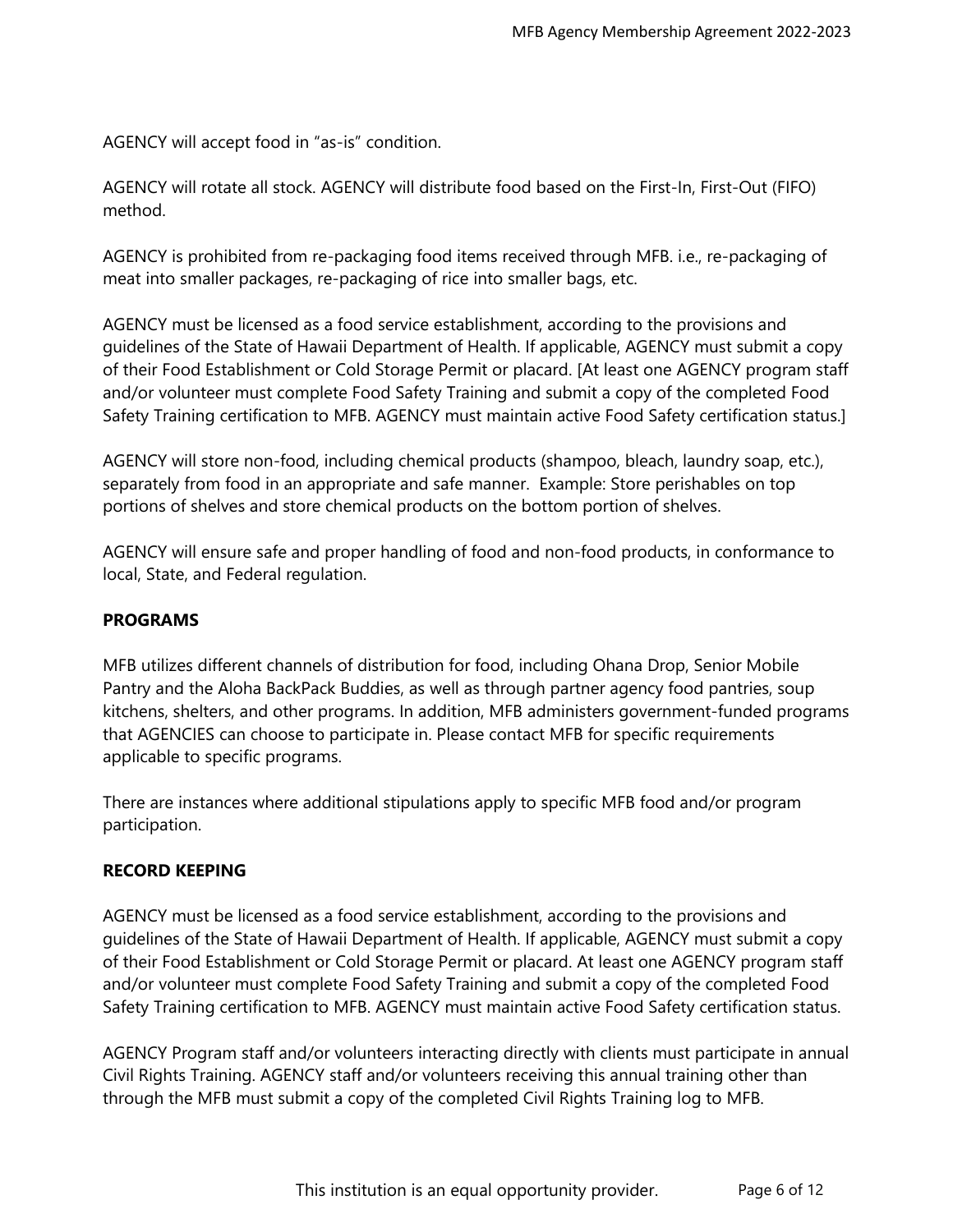AGENCY will accept food in "as-is" condition.

AGENCY will rotate all stock. AGENCY will distribute food based on the First-In, First-Out (FIFO) method.

AGENCY is prohibited from re-packaging food items received through MFB. i.e., re-packaging of meat into smaller packages, re-packaging of rice into smaller bags, etc.

AGENCY must be licensed as a food service establishment, according to the provisions and guidelines of the State of Hawaii Department of Health. If applicable, AGENCY must submit a copy of their Food Establishment or Cold Storage Permit or placard. [At least one AGENCY program staff and/or volunteer must complete Food Safety Training and submit a copy of the completed Food Safety Training certification to MFB. AGENCY must maintain active Food Safety certification status.]

AGENCY will store non-food, including chemical products (shampoo, bleach, laundry soap, etc.), separately from food in an appropriate and safe manner. Example: Store perishables on top portions of shelves and store chemical products on the bottom portion of shelves.

AGENCY will ensure safe and proper handling of food and non-food products, in conformance to local, State, and Federal regulation.

**PROGRAMS**

MFB utilizes different channels of distribution for food, including Ohana Drop, Senior Mobile Pantry and the Aloha BackPack Buddies, as well as through partner agency food pantries, soup kitchens, shelters, and other programs. In addition, MFB administers government-funded programs that AGENCIES can choose to participate in. Please contact MFB for specific requirements applicable to specific programs.

There are instances where additional stipulations apply to specific MFB food and/or program participation.

**RECORD KEEPING**

AGENCY must be licensed as a food service establishment, according to the provisions and guidelines of the State of Hawaii Department of Health. If applicable, AGENCY must submit a copy of their Food Establishment or Cold Storage Permit or placard. At least one AGENCY program staff and/or volunteer must complete Food Safety Training and submit a copy of the completed Food Safety Training certification to MFB. AGENCY must maintain active Food Safety certification status.

AGENCY Program staff and/or volunteers interacting directly with clients must participate in annual Civil Rights Training. AGENCY staff and/or volunteers receiving this annual training other than through the MFB must submit a copy of the completed Civil Rights Training log to MFB.

This institution is an equal opportunity provider.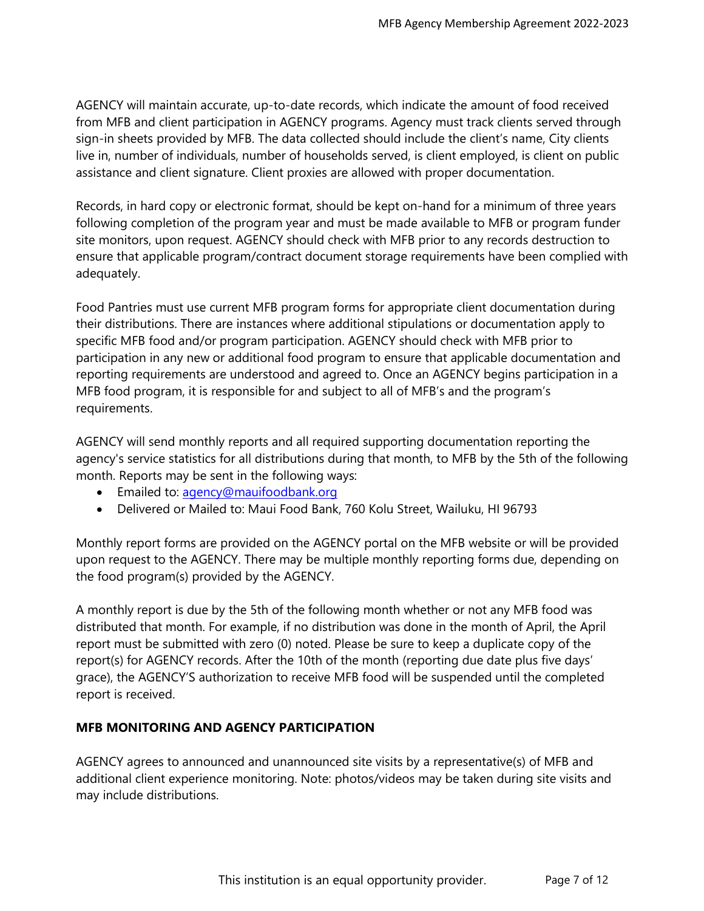AGENCY will maintain accurate, up-to-date records, which indicate the amount of food received from MFB and client participation in AGENCY programs. Agency must track clients served through sign-in sheets provided by MFB. The data collected should include the client's name, City clients live in, number of individuals, number of households served, is client employed, is client on public assistance and client signature. Client proxies are allowed with proper documentation.

Records, in hard copy or electronic format, should be kept on-hand for a minimum of three years following completion of the program year and must be made available to MFB or program funder site monitors, upon request. AGENCY should check with MFB prior to any records destruction to ensure that applicable program/contract document storage requirements have been complied with adequately.

Food Pantries must use current MFB program forms for appropriate client documentation during their distributions. There are instances where additional stipulations or documentation apply to specific MFB food and/or program participation. AGENCY should check with MFB prior to participation in any new or additional food program to ensure that applicable documentation and reporting requirements are understood and agreed to. Once an AGENCY begins participation in a MFB food program, it is responsible for and subject to all of MFB's and the program's requirements.

AGENCY will send monthly reports and all required supporting documentation reporting the agency's service statistics for all distributions during that month, to MFB by the 5th of the following month. Reports may be sent in the following ways:

- Emailed to: agency@mauifoodbank.org
- Delivered or Mailed to: Maui Food Bank, 760 Kolu Street, Wailuku, HI 96793

Monthly report forms are provided on the AGENCY portal on the MFB website or will be provided upon request to the AGENCY. There may be multiple monthly reporting forms due, depending on the food program(s) provided by the AGENCY.

A monthly report is due by the 5th of the following month whether or not any MFB food was distributed that month. For example, if no distribution was done in the month of April, the April report must be submitted with zero (0) noted. Please be sure to keep a duplicate copy of the report(s) for AGENCY records. After the 10th of the month (reporting due date plus five days' grace), the AGENCY'S authorization to receive MFB food will be suspended until the completed report is received.

## MFB MONITORING AND AGENCY PARTICIPATION

AGENCY agrees to announced and unannounced site visits by a representative(s) of MFB and additional client experience monitoring. Note: photos/videos may be taken during site visits and may include distributions.

This institution is an equal opportunity provider.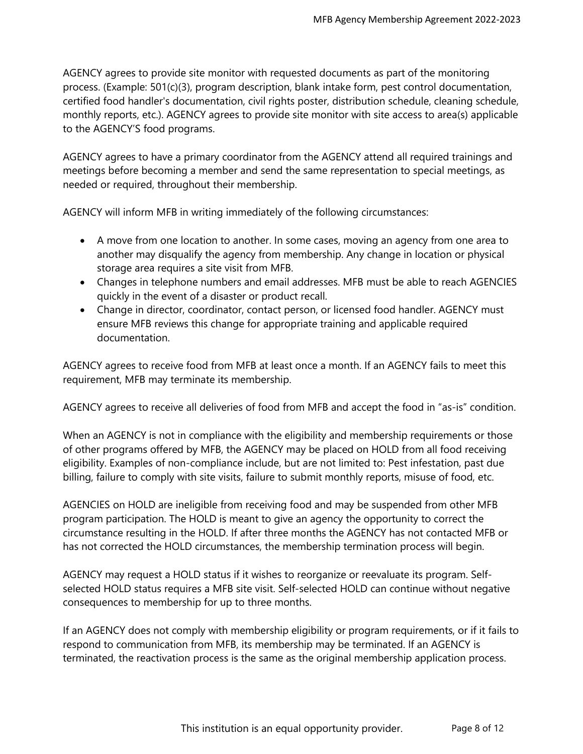AGENCY agrees to provide site monitor with requested documents as part of the monitoring process. (Example: 501(c)(3), program description, blank intake form, pest control documentation, certified food handler's documentation, civil rights poster, distribution schedule, cleaning schedule, monthly reports, etc.). AGENCY agrees to provide site monitor with site access to area(s) applicable to the AGENCY'S food programs.

AGENCY agrees to have a primary coordinator from the AGENCY attend all required trainings and meetings before becoming a member and send the same representation to special meetings, as needed or required, throughout their membership.

AGENCY will inform MFB in writing immediately of the following circumstances:

- A move from one location to another. In some cases, moving an agency from one area to another may disqualify the agency from membership. Any change in location or physical storage area requires a site visit from MFB.
- Changes in telephone numbers and email addresses. MFB must be able to reach AGENCIES quickly in the event of a disaster or product recall.
- Change in director, coordinator, contact person, or licensed food handler. AGENCY must ensure MFB reviews this change for appropriate training and applicable required documentation.

AGENCY agrees to receive food from MFB at least once a month. If an AGENCY fails to meet this requirement, MFB may terminate its membership.

AGENCY agrees to receive all deliveries of food from MFB and accept the food in "as-is" condition.

When an AGENCY is not in compliance with the eligibility and membership requirements or those of other programs offered by MFB, the AGENCY may be placed on HOLD from all food receiving eligibility. Examples of non-compliance include, but are not limited to: Pest infestation, past due billing, failure to comply with site visits, failure to submit monthly reports, misuse of food, etc.

AGENCIES on HOLD are ineligible from receiving food and may be suspended from other MFB program participation. The HOLD is meant to give an agency the opportunity to correct the circumstance resulting in the HOLD. If after three months the AGENCY has not contacted MFB or has not corrected the HOLD circumstances, the membership termination process will begin.

AGENCY may request a HOLD status if it wishes to reorganize or reevaluate its program. Self-selected HOLD status requires a MFB site visit. Self-selected HOLD can continue without negative consequences to membership for up to three months.

If an AGENCY does not comply with membership eligibility or program requirements, or if it fails to respond to communication from MFB, its membership may be terminated. If an AGENCY is terminated, the reactivation process is the same as the original membership application process.

This institution is an equal opportunity provider.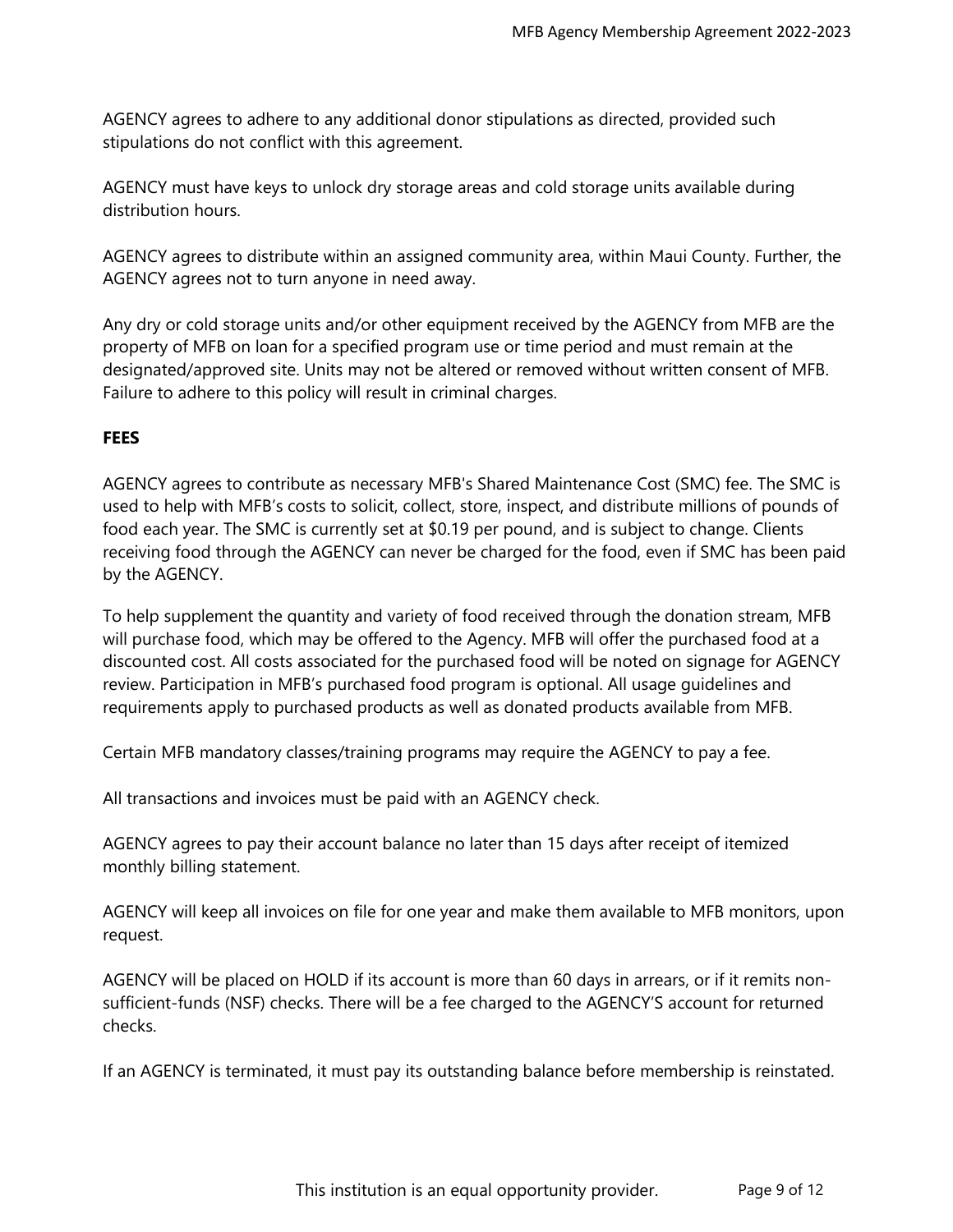AGENCY agrees to adhere to any additional donor stipulations as directed, provided such stipulations do not conflict with this agreement.

AGENCY must have keys to unlock dry storage areas and cold storage units available during distribution hours.

AGENCY agrees to distribute within an assigned community area, within Maui County. Further, the AGENCY agrees not to turn anyone in need away.

Any dry or cold storage units and/or other equipment received by the AGENCY from MFB are the property of MFB on loan for a specified program use or time period and must remain at the designated/approved site. Units may not be altered or removed without written consent of MFB. Failure to adhere to this policy will result in criminal charges.

**FEES**

AGENCY agrees to contribute as necessary MFB's Shared Maintenance Cost (SMC) fee. The SMC is used to help with MFB's costs to solicit, collect, store, inspect, and distribute millions of pounds of food each year. The SMC is currently set at $0.19 per pound, and is subject to change. Clients receiving food through the AGENCY can never be charged for the food, even if SMC has been paid by the AGENCY.

To help supplement the quantity and variety of food received through the donation stream, MFB will purchase food, which may be offered to the Agency. MFB will offer the purchased food at a discounted cost. All costs associated for the purchased food will be noted on signage for AGENCY review. Participation in MFB's purchased food program is optional. All usage guidelines and requirements apply to purchased products as well as donated products available from MFB.

Certain MFB mandatory classes/training programs may require the AGENCY to pay a fee.

All transactions and invoices must be paid with an AGENCY check.

AGENCY agrees to pay their account balance no later than 15 days after receipt of itemized monthly billing statement.

AGENCY will keep all invoices on file for one year and make them available to MFB monitors, upon request.

AGENCY will be placed on HOLD if its account is more than 60 days in arrears, or if it remits non-sufficient-funds (NSF) checks. There will be a fee charged to the AGENCY'S account for returned checks.

If an AGENCY is terminated, it must pay its outstanding balance before membership is reinstated.

This institution is an equal opportunity provider.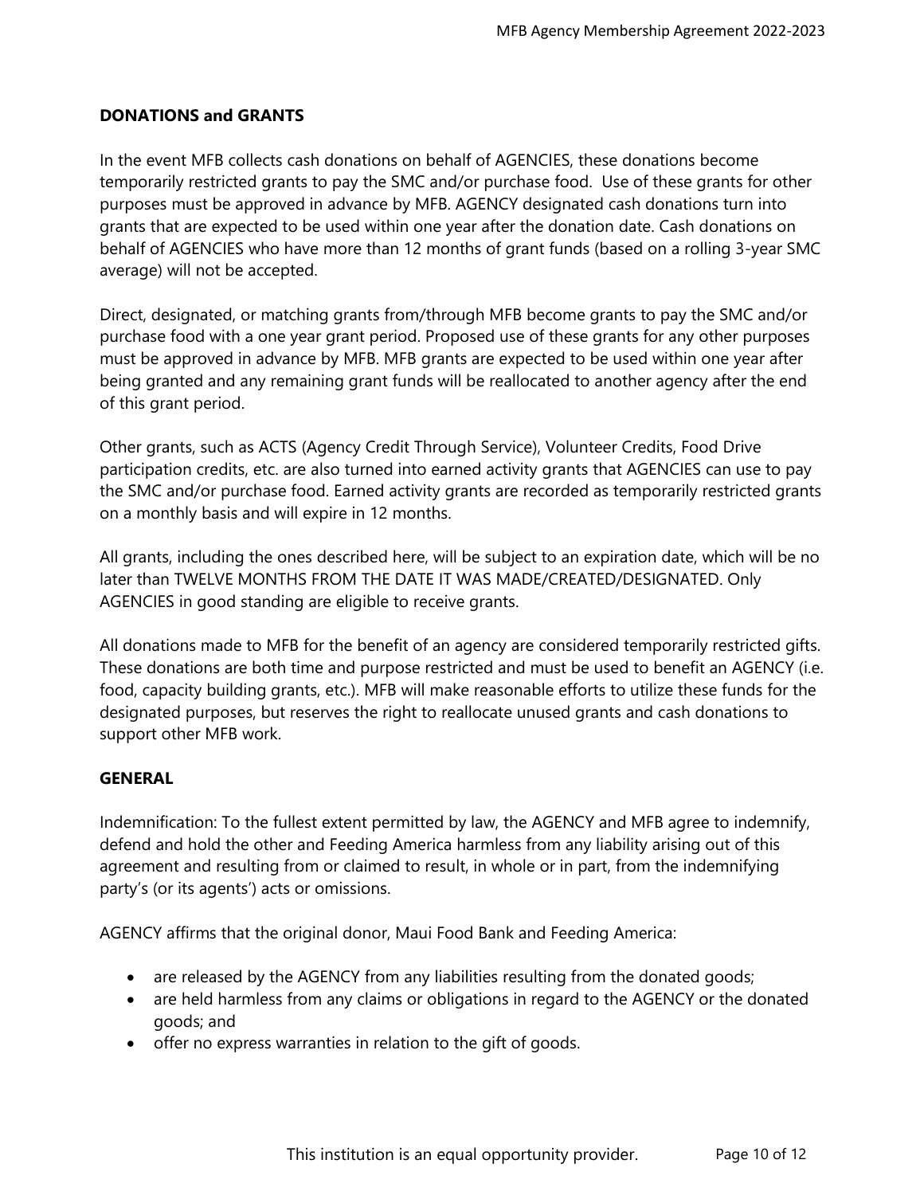**DONATIONS and GRANTS**

In the event MFB collects cash donations on behalf of AGENCIES, these donations become temporarily restricted grants to pay the SMC and/or purchase food. Use of these grants for other purposes must be approved in advance by MFB. AGENCY designated cash donations turn into grants that are expected to be used within one year after the donation date. Cash donations on behalf of AGENCIES who have more than 12 months of grant funds (based on a rolling 3-year SMC average) will not be accepted.

Direct, designated, or matching grants from/through MFB become grants to pay the SMC and/or purchase food with a one year grant period. Proposed use of these grants for any other purposes must be approved in advance by MFB. MFB grants are expected to be used within one year after being granted and any remaining grant funds will be reallocated to another agency after the end of this grant period.

Other grants, such as ACTS (Agency Credit Through Service), Volunteer Credits, Food Drive participation credits, etc. are also turned into earned activity grants that AGENCIES can use to pay the SMC and/or purchase food. Earned activity grants are recorded as temporarily restricted grants on a monthly basis and will expire in 12 months.

All grants, including the ones described here, will be subject to an expiration date, which will be no later than TWELVE MONTHS FROM THE DATE IT WAS MADE/CREATED/DESIGNATED. Only AGENCIES in good standing are eligible to receive grants.

All donations made to MFB for the benefit of an agency are considered temporarily restricted gifts. These donations are both time and purpose restricted and must be used to benefit an AGENCY (i.e. food, capacity building grants, etc.). MFB will make reasonable efforts to utilize these funds for the designated purposes, but reserves the right to reallocate unused grants and cash donations to support other MFB work.

**GENERAL**

Indemnification: To the fullest extent permitted by law, the AGENCY and MFB agree to indemnify, defend and hold the other and Feeding America harmless from any liability arising out of this agreement and resulting from or claimed to result, in whole or in part, from the indemnifying party's (or its agents') acts or omissions.

AGENCY affirms that the original donor, Maui Food Bank and Feeding America:

- are released by the AGENCY from any liabilities resulting from the donated goods;
- are held harmless from any claims or obligations in regard to the AGENCY or the donated goods; and
- offer no express warranties in relation to the gift of goods.

This institution is an equal opportunity provider.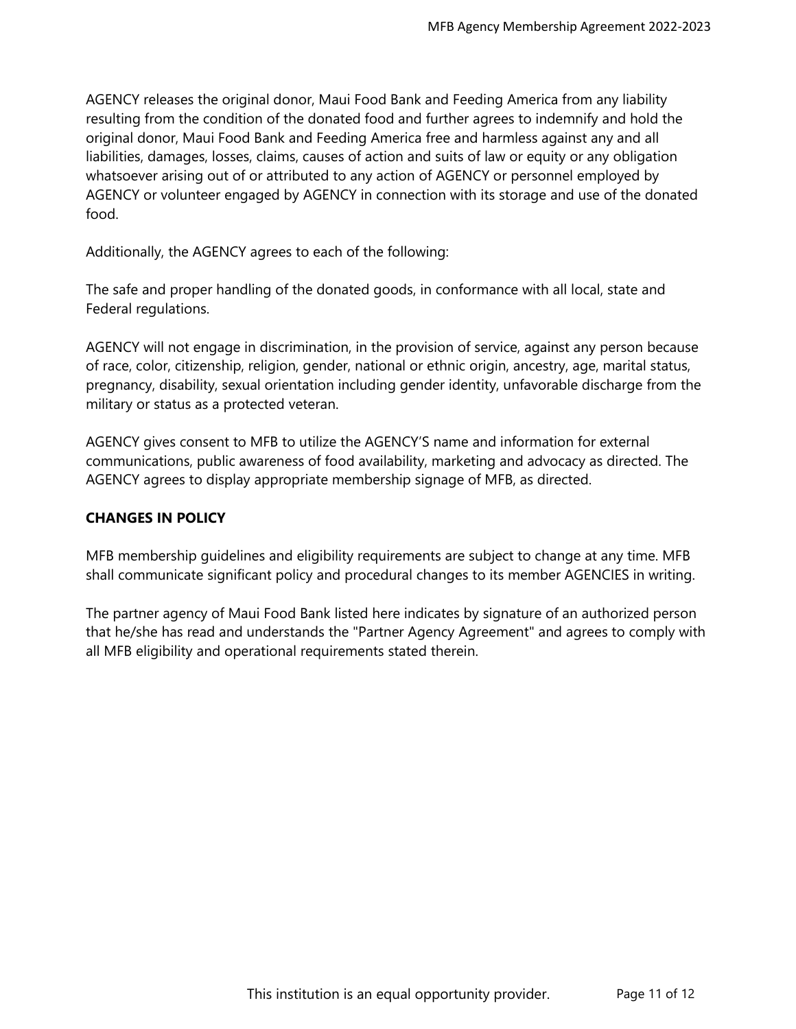AGENCY releases the original donor, Maui Food Bank and Feeding America from any liability resulting from the condition of the donated food and further agrees to indemnify and hold the original donor, Maui Food Bank and Feeding America free and harmless against any and all liabilities, damages, losses, claims, causes of action and suits of law or equity or any obligation whatsoever arising out of or attributed to any action of AGENCY or personnel employed by AGENCY or volunteer engaged by AGENCY in connection with its storage and use of the donated food.

Additionally, the AGENCY agrees to each of the following:

The safe and proper handling of the donated goods, in conformance with all local, state and Federal regulations.

AGENCY will not engage in discrimination, in the provision of service, against any person because of race, color, citizenship, religion, gender, national or ethnic origin, ancestry, age, marital status, pregnancy, disability, sexual orientation including gender identity, unfavorable discharge from the military or status as a protected veteran.

AGENCY gives consent to MFB to utilize the AGENCY'S name and information for external communications, public awareness of food availability, marketing and advocacy as directed. The AGENCY agrees to display appropriate membership signage of MFB, as directed.

**CHANGES IN POLICY**

MFB membership guidelines and eligibility requirements are subject to change at any time. MFB shall communicate significant policy and procedural changes to its member AGENCIES in writing.

The partner agency of Maui Food Bank listed here indicates by signature of an authorized person that he/she has read and understands the "Partner Agency Agreement" and agrees to comply with all MFB eligibility and operational requirements stated therein.

This institution is an equal opportunity provider.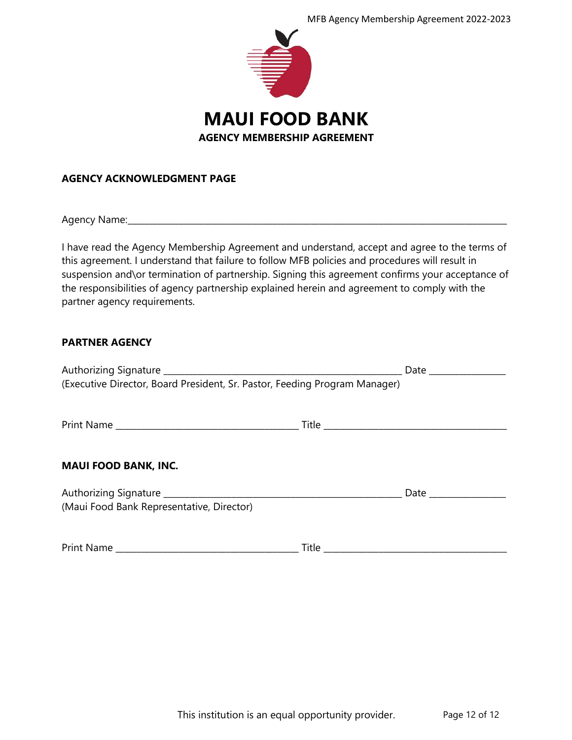# MAUI FOOD BANK

**AGENCY MEMBERSHIP AGREEMENT**

**AGENCY ACKNOWLEDGMENT PAGE**

Agency Name:\_\_\_\_\_\_\_\_\_\_\_\_\_\_\_\_\_\_\_\_\_\_\_\_\_\_\_\_\_\_\_\_\_\_\_\_\_\_\_\_\_\_\_\_\_\_\_\_\_\_\_\_\_\_\_\_

I have read the Agency Membership Agreement and understand, accept and agree to the terms of this agreement. I understand that failure to follow MFB policies and procedures will result in suspension and\or termination of partnership. Signing this agreement confirms your acceptance of the responsibilities of agency partnership explained herein and agreement to comply with the partner agency requirements.

**PARTNER AGENCY**

Authorizing Signature \_\_\_\_\_\_\_\_\_\_\_\_\_\_\_\_\_\_\_\_\_\_\_\_\_\_\_\_\_\_\_\_\_\_\_\_ Date \_\_\_\_\_\_\_\_\_\_\_\_
(Executive Director, Board President, Sr. Pastor, Feeding Program Manager)

Print Name \_\_\_\_\_\_\_\_\_\_\_\_\_\_\_\_\_\_\_\_\_\_\_\_\_\_\_\_ Title \_\_\_\_\_\_\_\_\_\_\_\_\_\_\_\_\_\_\_\_\_\_\_\_\_\_\_\_

**MAUI FOOD BANK, INC.**

Authorizing Signature \_\_\_\_\_\_\_\_\_\_\_\_\_\_\_\_\_\_\_\_\_\_\_\_\_\_\_\_\_\_\_\_\_\_\_\_ Date \_\_\_\_\_\_\_\_\_\_\_\_
(Maui Food Bank Representative, Director)

Print Name \_\_\_\_\_\_\_\_\_\_\_\_\_\_\_\_\_\_\_\_\_\_\_\_\_\_\_\_ Title \_\_\_\_\_\_\_\_\_\_\_\_\_\_\_\_\_\_\_\_\_\_\_\_\_\_\_\_

This institution is an equal opportunity provider.